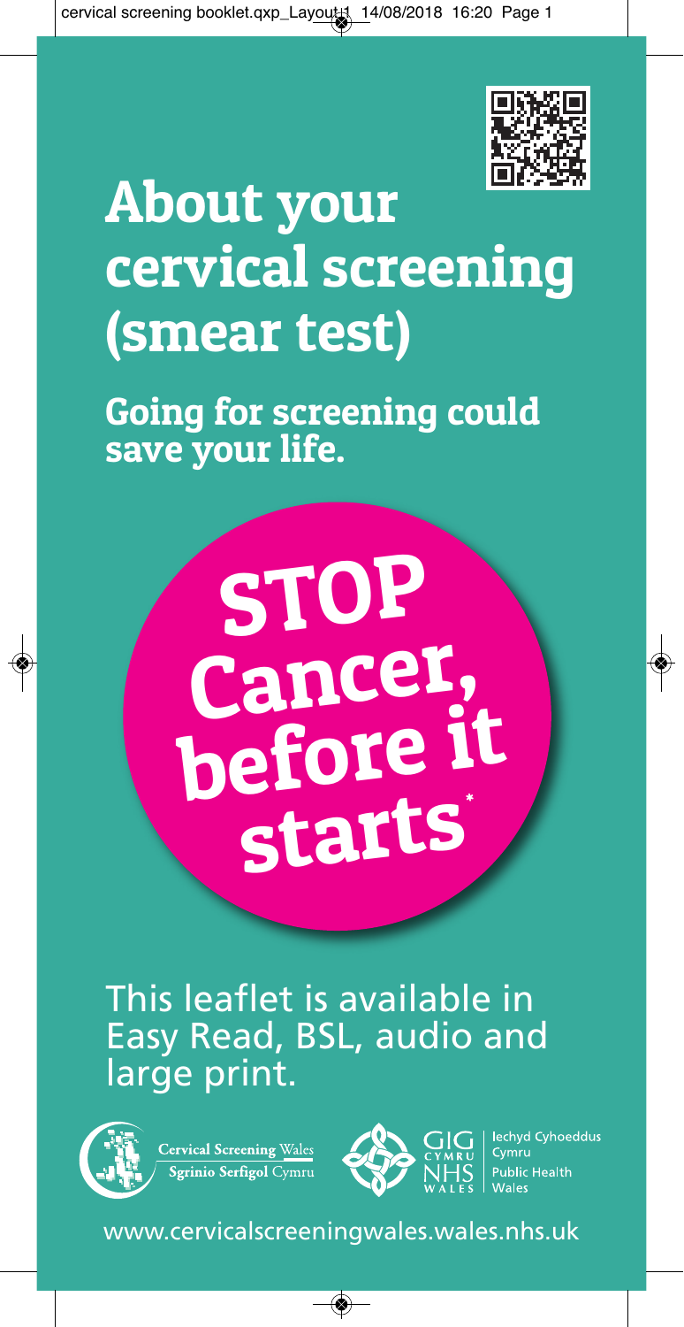# About your cervical screening (smear test)

**Going for screening could save your life.**

**STOP Cancer, before it starts***

This leaflet is available in Easy Read, BSL, audio and large print.

Cervical Screening Wales
Sgrinio Serfigol Cymru

GIG Cymru NHS Wales | Iechyd Cyhoeddus Cymru Public Health Wales

www.cervicalscreeningwales.wales.nhs.uk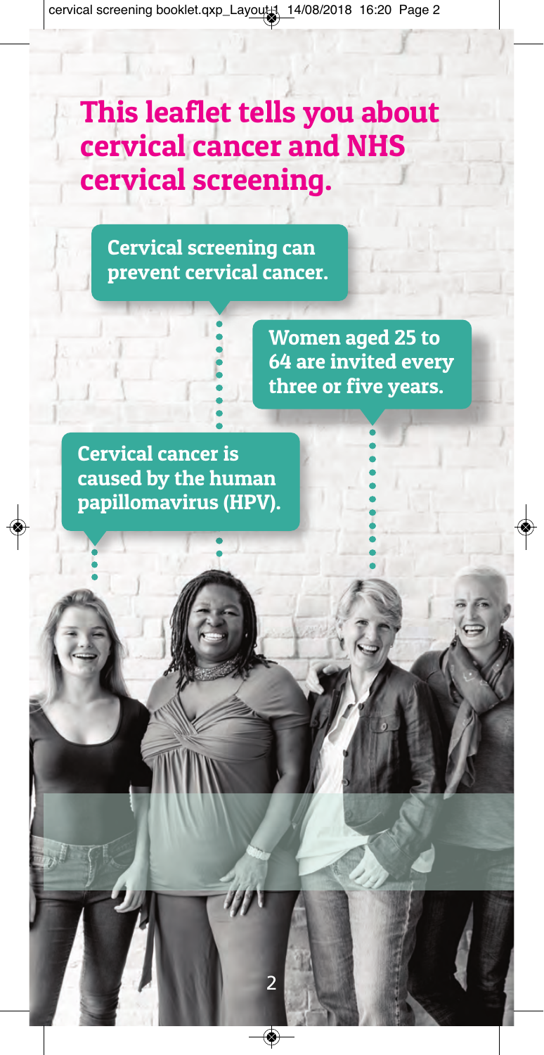# This leaflet tells you about cervical cancer and NHS cervical screening.

**Cervical screening can prevent cervical cancer.**

**Women aged 25 to 64 are invited every three or five years.**

**Cervical cancer is caused by the human papillomavirus (HPV).**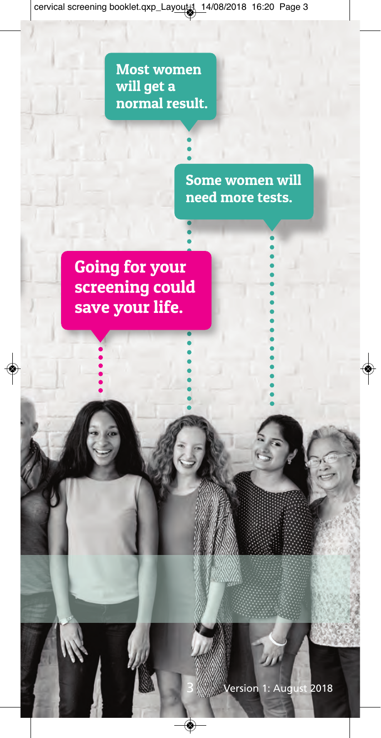**Most women will get a normal result.**

**Some women will need more tests.**

**Going for your screening could save your life.**

Version 1: August 2018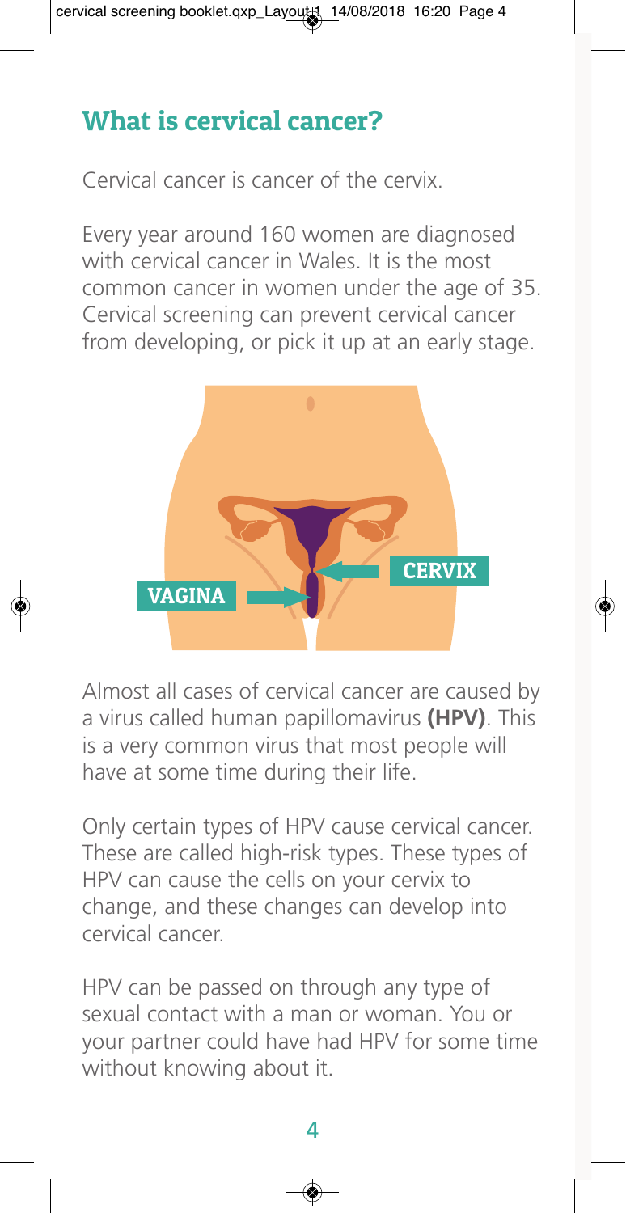## What is cervical cancer?

Cervical cancer is cancer of the cervix.

Every year around 160 women are diagnosed with cervical cancer in Wales. It is the most common cancer in women under the age of 35. Cervical screening can prevent cervical cancer from developing, or pick it up at an early stage.

Almost all cases of cervical cancer are caused by a virus called human papillomavirus **(HPV)**. This is a very common virus that most people will have at some time during their life.

Only certain types of HPV cause cervical cancer. These are called high-risk types. These types of HPV can cause the cells on your cervix to change, and these changes can develop into cervical cancer.

HPV can be passed on through any type of sexual contact with a man or woman. You or your partner could have had HPV for some time without knowing about it.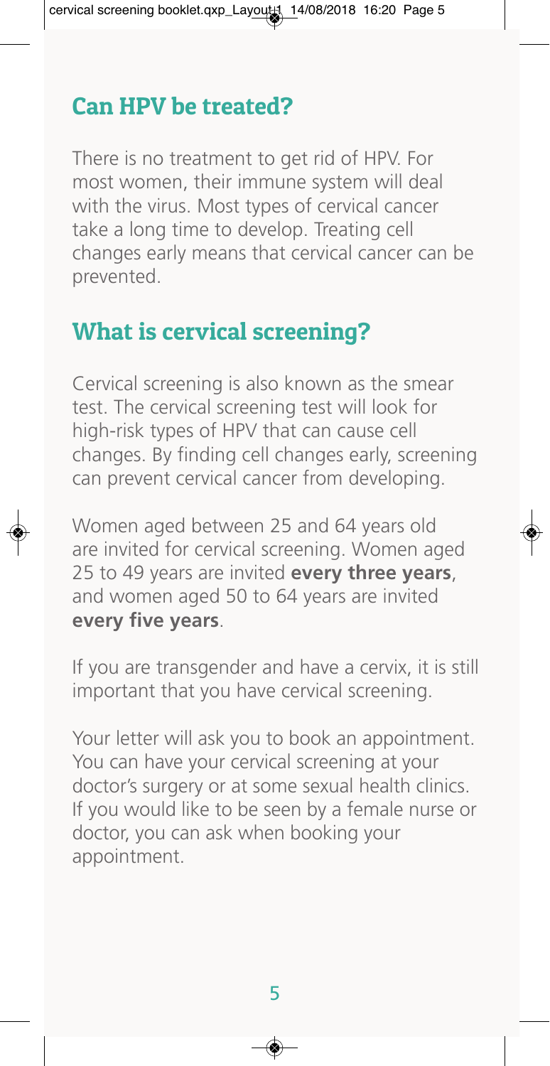## Can HPV be treated?

There is no treatment to get rid of HPV. For most women, their immune system will deal with the virus. Most types of cervical cancer take a long time to develop. Treating cell changes early means that cervical cancer can be prevented.

## What is cervical screening?

Cervical screening is also known as the smear test. The cervical screening test will look for high-risk types of HPV that can cause cell changes. By finding cell changes early, screening can prevent cervical cancer from developing.

Women aged between 25 and 64 years old are invited for cervical screening. Women aged 25 to 49 years are invited **every three years**, and women aged 50 to 64 years are invited **every five years**.

If you are transgender and have a cervix, it is still important that you have cervical screening.

Your letter will ask you to book an appointment. You can have your cervical screening at your doctor's surgery or at some sexual health clinics. If you would like to be seen by a female nurse or doctor, you can ask when booking your appointment.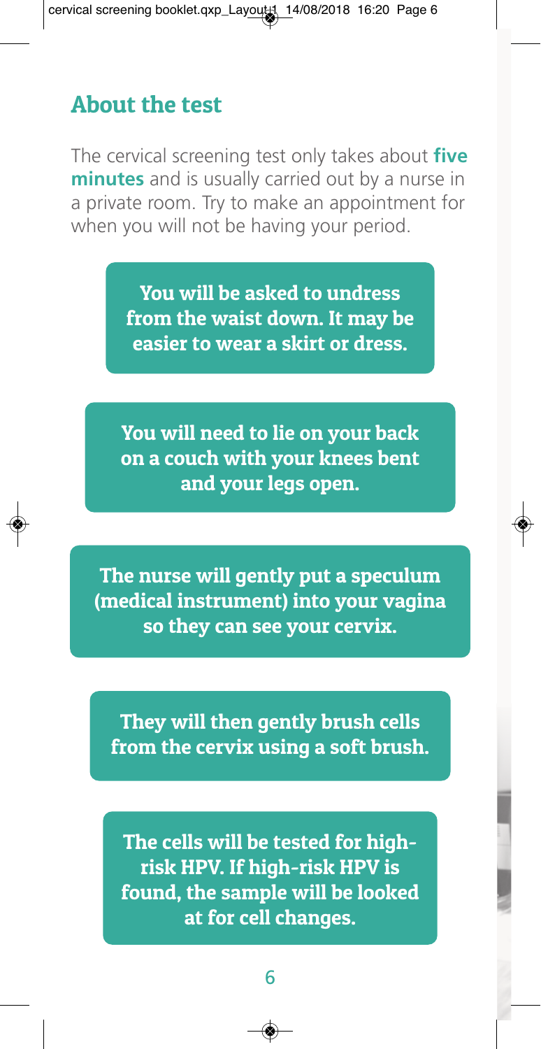## About the test

The cervical screening test only takes about **five minutes** and is usually carried out by a nurse in a private room. Try to make an appointment for when you will not be having your period.

**You will be asked to undress from the waist down. It may be easier to wear a skirt or dress.**

**You will need to lie on your back on a couch with your knees bent and your legs open.**

**The nurse will gently put a speculum (medical instrument) into your vagina so they can see your cervix.**

**They will then gently brush cells from the cervix using a soft brush.**

**The cells will be tested for high-risk HPV. If high-risk HPV is found, the sample will be looked at for cell changes.**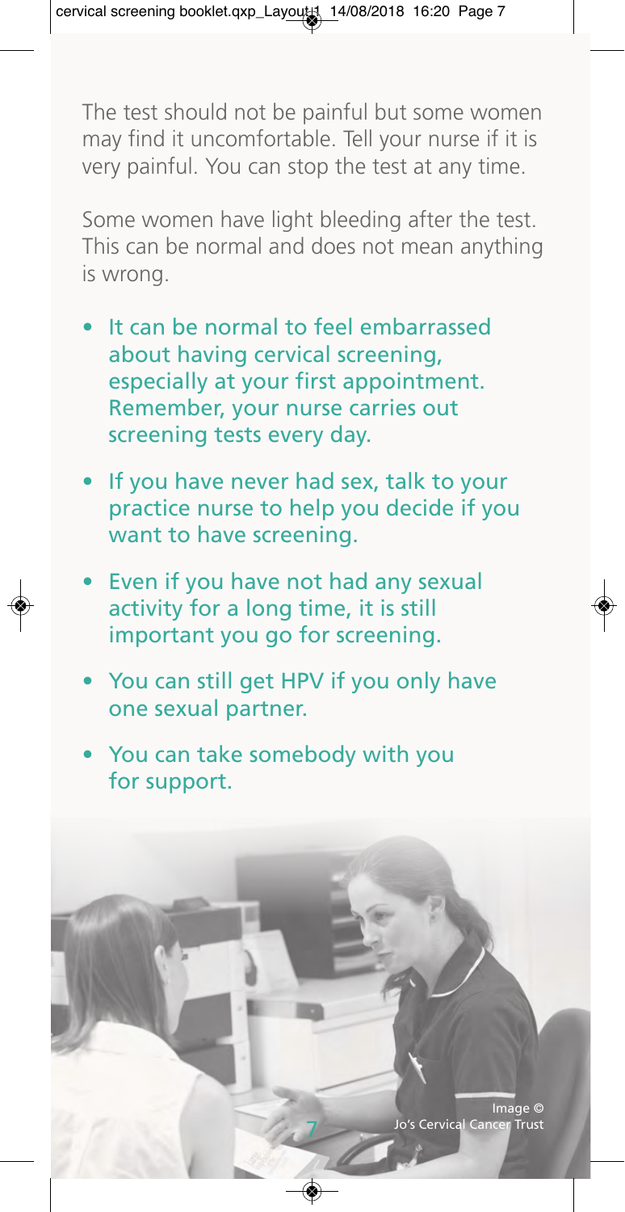The test should not be painful but some women may find it uncomfortable. Tell your nurse if it is very painful. You can stop the test at any time.

Some women have light bleeding after the test. This can be normal and does not mean anything is wrong.

- It can be normal to feel embarrassed about having cervical screening, especially at your first appointment. Remember, your nurse carries out screening tests every day.
- If you have never had sex, talk to your practice nurse to help you decide if you want to have screening.
- Even if you have not had any sexual activity for a long time, it is still important you go for screening.
- You can still get HPV if you only have one sexual partner.
- You can take somebody with you for support.

Image © Jo's Cervical Cancer Trust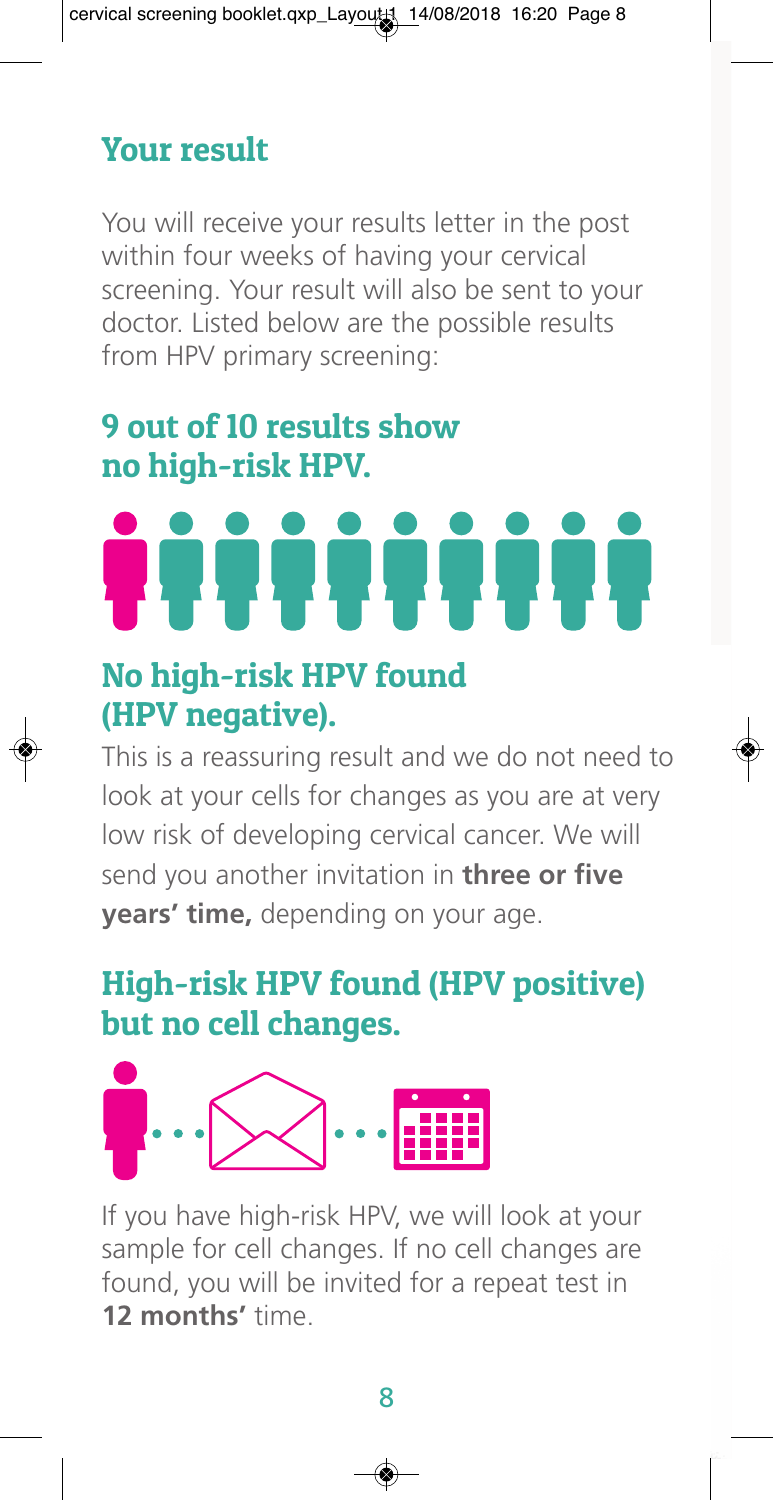## Your result

You will receive your results letter in the post within four weeks of having your cervical screening. Your result will also be sent to your doctor. Listed below are the possible results from HPV primary screening:

### 9 out of 10 results show no high-risk HPV.

### No high-risk HPV found (HPV negative).

This is a reassuring result and we do not need to look at your cells for changes as you are at very low risk of developing cervical cancer. We will send you another invitation in **three or five years' time,** depending on your age.

### High-risk HPV found (HPV positive) but no cell changes.

If you have high-risk HPV, we will look at your sample for cell changes. If no cell changes are found, you will be invited for a repeat test in **12 months'** time.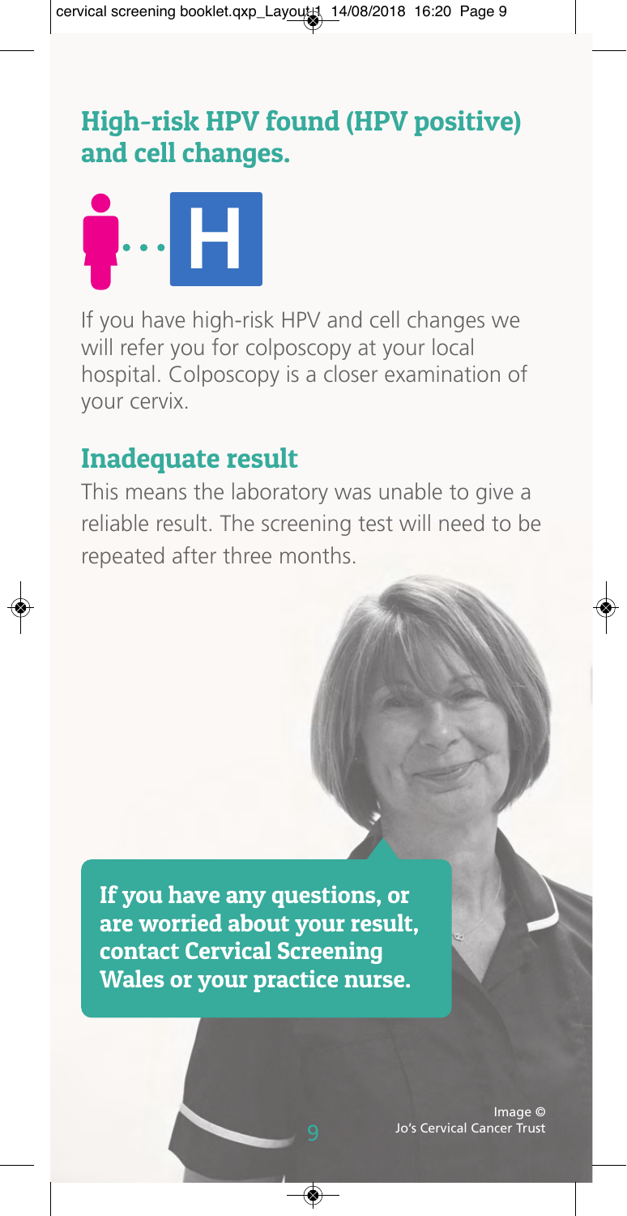## High-risk HPV found (HPV positive) and cell changes.

If you have high-risk HPV and cell changes we will refer you for colposcopy at your local hospital. Colposcopy is a closer examination of your cervix.

## Inadequate result

This means the laboratory was unable to give a reliable result. The screening test will need to be repeated after three months.

**If you have any questions, or are worried about your result, contact Cervical Screening Wales or your practice nurse.**

Image © Jo's Cervical Cancer Trust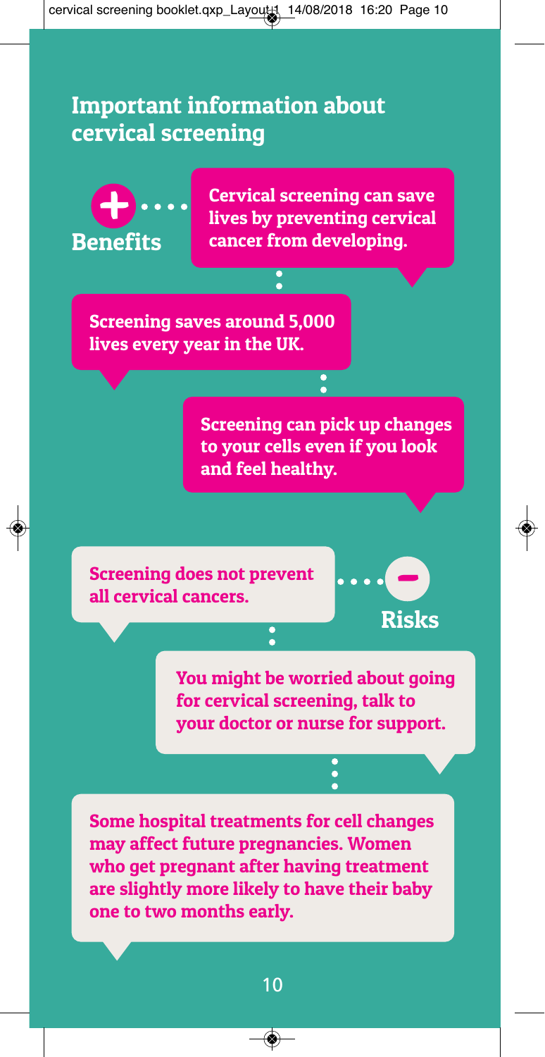## Important information about cervical screening

### + Benefits

Cervical screening can save lives by preventing cervical cancer from developing.

Screening saves around 5,000 lives every year in the UK.

Screening can pick up changes to your cells even if you look and feel healthy.

### – Risks

Screening does not prevent all cervical cancers.

You might be worried about going for cervical screening, talk to your doctor or nurse for support.

Some hospital treatments for cell changes may affect future pregnancies. Women who get pregnant after having treatment are slightly more likely to have their baby one to two months early.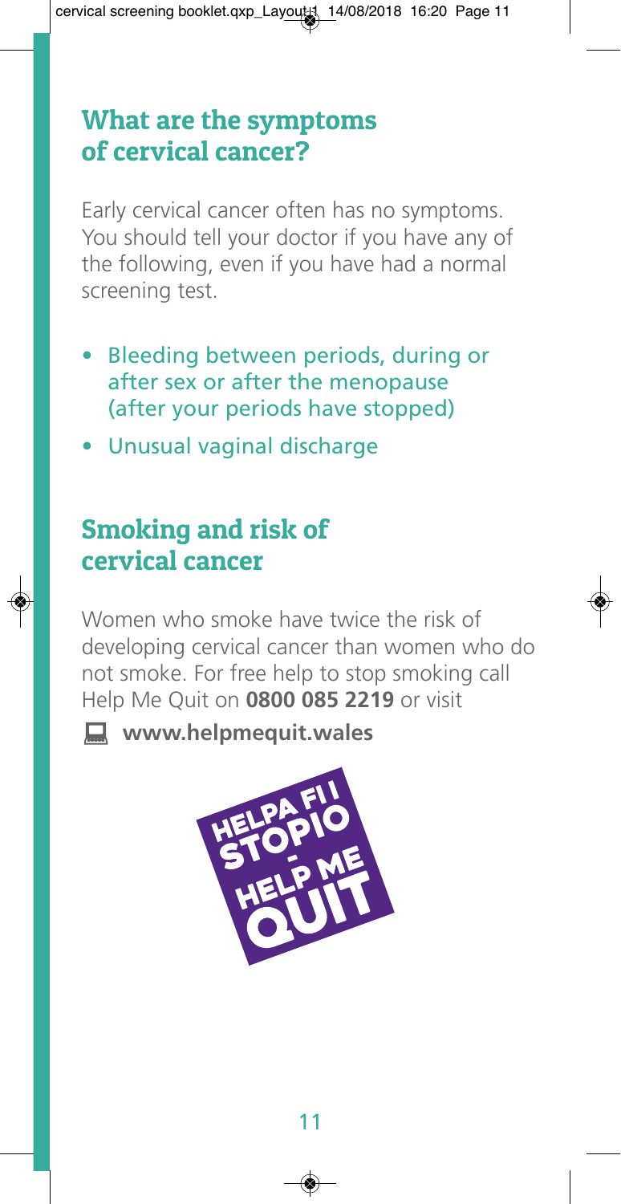## What are the symptoms of cervical cancer?

Early cervical cancer often has no symptoms. You should tell your doctor if you have any of the following, even if you have had a normal screening test.

- Bleeding between periods, during or after sex or after the menopause (after your periods have stopped)
- Unusual vaginal discharge

## Smoking and risk of cervical cancer

Women who smoke have twice the risk of developing cervical cancer than women who do not smoke. For free help to stop smoking call Help Me Quit on **0800 085 2219** or visit

**www.helpmequit.wales**

HELPA FI I STOPIO - HELP ME QUIT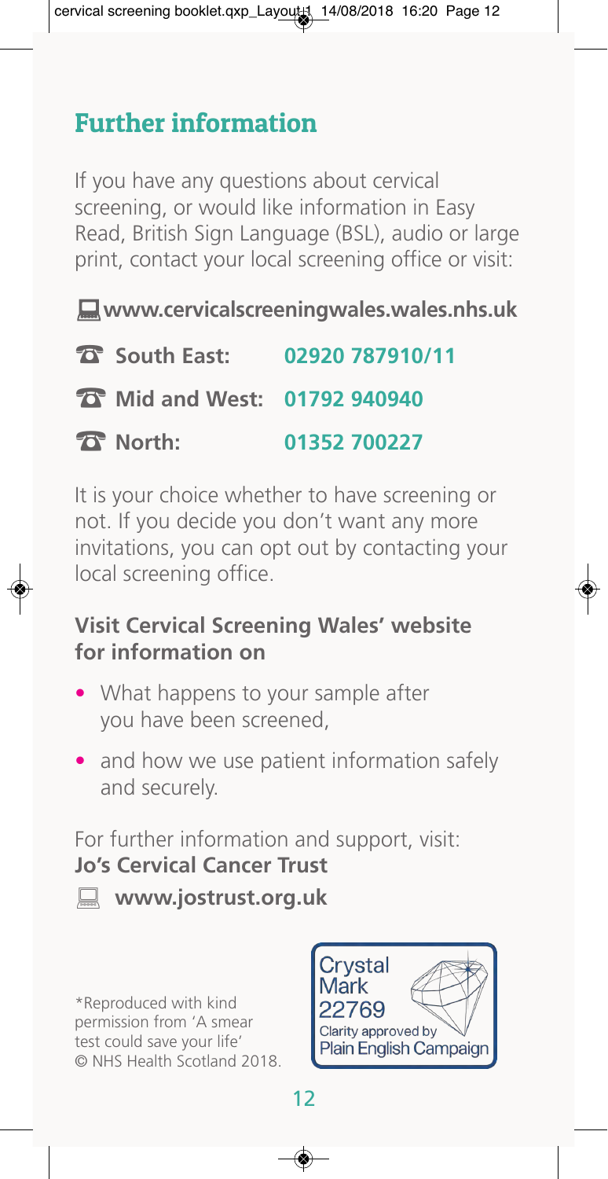## Further information

If you have any questions about cervical screening, or would like information in Easy Read, British Sign Language (BSL), audio or large print, contact your local screening office or visit:

**www.cervicalscreeningwales.wales.nhs.uk**

**South East:** **02920 787910/11**

**Mid and West:** **01792 940940**

**North:** **01352 700227**

It is your choice whether to have screening or not. If you decide you don't want any more invitations, you can opt out by contacting your local screening office.

**Visit Cervical Screening Wales' website for information on**

- What happens to your sample after you have been screened,
- and how we use patient information safely and securely.

For further information and support, visit:
**Jo's Cervical Cancer Trust**

**www.jostrust.org.uk**

*Reproduced with kind permission from 'A smear test could save your life' © NHS Health Scotland 2018.

Crystal Mark 22769
Clarity approved by Plain English Campaign